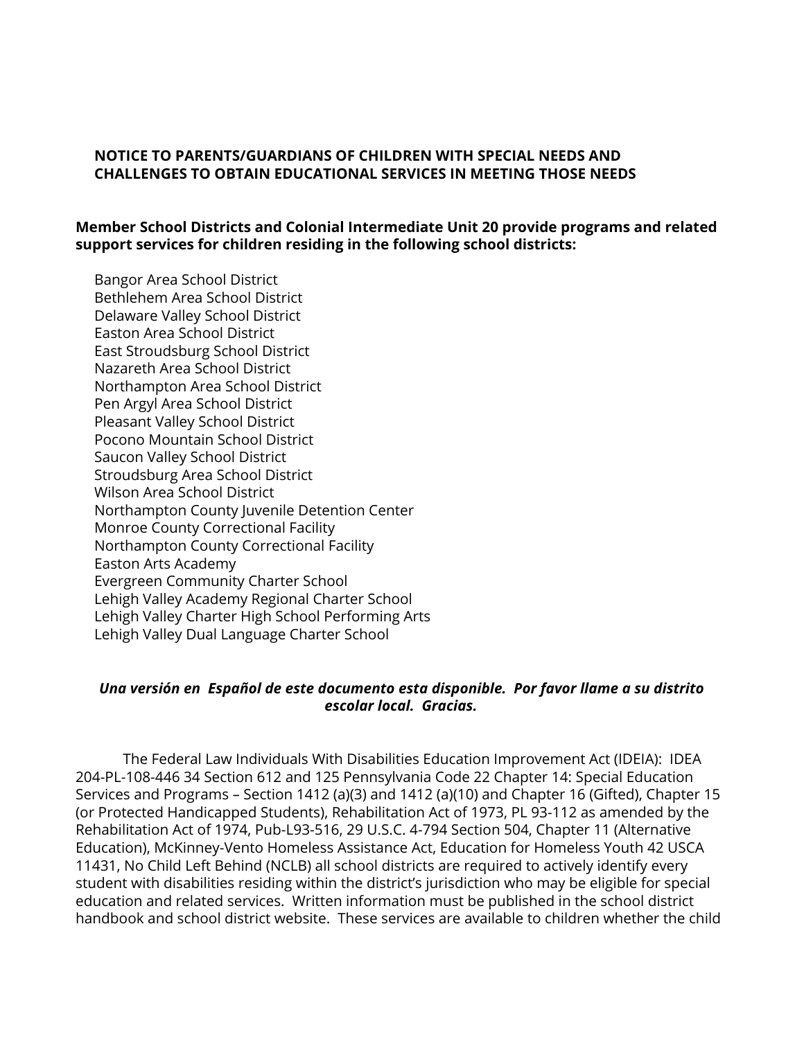## NOTICE TO PARENTS/GUARDIANS OF CHILDREN WITH SPECIAL NEEDS AND CHALLENGES TO OBTAIN EDUCATIONAL SERVICES IN MEETING THOSE NEEDS

**Member School Districts and Colonial Intermediate Unit 20 provide programs and related support services for children residing in the following school districts:**

Bangor Area School District
Bethlehem Area School District
Delaware Valley School District
Easton Area School District
East Stroudsburg School District
Nazareth Area School District
Northampton Area School District
Pen Argyl Area School District
Pleasant Valley School District
Pocono Mountain School District
Saucon Valley School District
Stroudsburg Area School District
Wilson Area School District
Northampton County Juvenile Detention Center
Monroe County Correctional Facility
Northampton County Correctional Facility
Easton Arts Academy
Evergreen Community Charter School
Lehigh Valley Academy Regional Charter School
Lehigh Valley Charter High School Performing Arts
Lehigh Valley Dual Language Charter School

***Una versión en Español de este documento esta disponible. Por favor llame a su distrito escolar local. Gracias.***

The Federal Law Individuals With Disabilities Education Improvement Act (IDEIA): IDEA 204-PL-108-446 34 Section 612 and 125 Pennsylvania Code 22 Chapter 14: Special Education Services and Programs – Section 1412 (a)(3) and 1412 (a)(10) and Chapter 16 (Gifted), Chapter 15 (or Protected Handicapped Students), Rehabilitation Act of 1973, PL 93-112 as amended by the Rehabilitation Act of 1974, Pub-L93-516, 29 U.S.C. 4-794 Section 504, Chapter 11 (Alternative Education), McKinney-Vento Homeless Assistance Act, Education for Homeless Youth 42 USCA 11431, No Child Left Behind (NCLB) all school districts are required to actively identify every student with disabilities residing within the district's jurisdiction who may be eligible for special education and related services. Written information must be published in the school district handbook and school district website. These services are available to children whether the child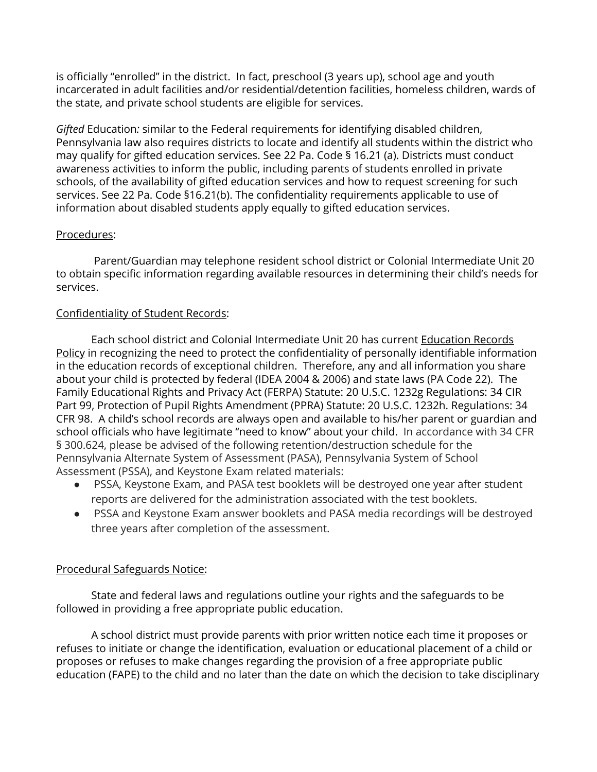is officially "enrolled" in the district. In fact, preschool (3 years up), school age and youth incarcerated in adult facilities and/or residential/detention facilities, homeless children, wards of the state, and private school students are eligible for services.

*Gifted* Education*:* similar to the Federal requirements for identifying disabled children, Pennsylvania law also requires districts to locate and identify all students within the district who may qualify for gifted education services. See 22 Pa. Code § 16.21 (a). Districts must conduct awareness activities to inform the public, including parents of students enrolled in private schools, of the availability of gifted education services and how to request screening for such services. See 22 Pa. Code §16.21(b). The confidentiality requirements applicable to use of information about disabled students apply equally to gifted education services.

<u>Procedures</u>:

Parent/Guardian may telephone resident school district or Colonial Intermediate Unit 20 to obtain specific information regarding available resources in determining their child's needs for services.

<u>Confidentiality of Student Records</u>:

Each school district and Colonial Intermediate Unit 20 has current <u>Education Records Policy</u> in recognizing the need to protect the confidentiality of personally identifiable information in the education records of exceptional children. Therefore, any and all information you share about your child is protected by federal (IDEA 2004 & 2006) and state laws (PA Code 22). The Family Educational Rights and Privacy Act (FERPA) Statute: 20 U.S.C. 1232g Regulations: 34 CIR Part 99, Protection of Pupil Rights Amendment (PPRA) Statute: 20 U.S.C. 1232h. Regulations: 34 CFR 98. A child's school records are always open and available to his/her parent or guardian and school officials who have legitimate "need to know" about your child. In accordance with 34 CFR § 300.624, please be advised of the following retention/destruction schedule for the Pennsylvania Alternate System of Assessment (PASA), Pennsylvania System of School Assessment (PSSA), and Keystone Exam related materials:

- PSSA, Keystone Exam, and PASA test booklets will be destroyed one year after student reports are delivered for the administration associated with the test booklets.
- PSSA and Keystone Exam answer booklets and PASA media recordings will be destroyed three years after completion of the assessment.

<u>Procedural Safeguards Notice</u>:

State and federal laws and regulations outline your rights and the safeguards to be followed in providing a free appropriate public education.

A school district must provide parents with prior written notice each time it proposes or refuses to initiate or change the identification, evaluation or educational placement of a child or proposes or refuses to make changes regarding the provision of a free appropriate public education (FAPE) to the child and no later than the date on which the decision to take disciplinary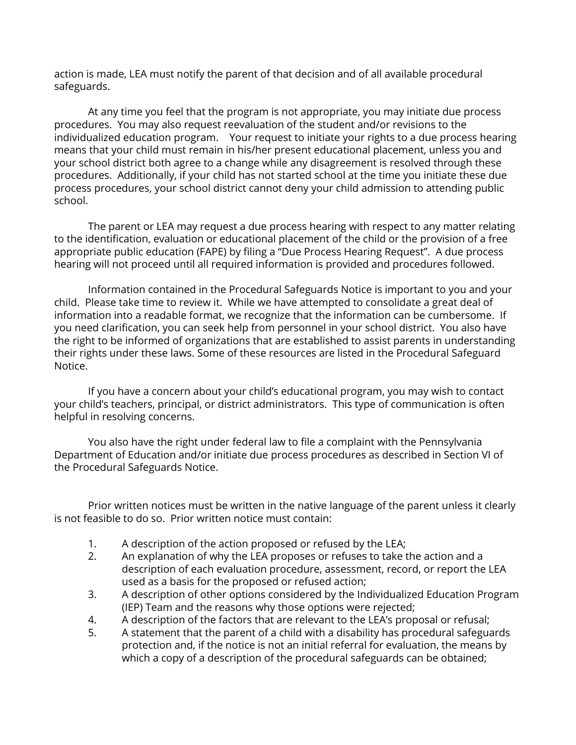action is made, LEA must notify the parent of that decision and of all available procedural safeguards.

At any time you feel that the program is not appropriate, you may initiate due process procedures. You may also request reevaluation of the student and/or revisions to the individualized education program. Your request to initiate your rights to a due process hearing means that your child must remain in his/her present educational placement, unless you and your school district both agree to a change while any disagreement is resolved through these procedures. Additionally, if your child has not started school at the time you initiate these due process procedures, your school district cannot deny your child admission to attending public school.

The parent or LEA may request a due process hearing with respect to any matter relating to the identification, evaluation or educational placement of the child or the provision of a free appropriate public education (FAPE) by filing a "Due Process Hearing Request". A due process hearing will not proceed until all required information is provided and procedures followed.

Information contained in the Procedural Safeguards Notice is important to you and your child. Please take time to review it. While we have attempted to consolidate a great deal of information into a readable format, we recognize that the information can be cumbersome. If you need clarification, you can seek help from personnel in your school district. You also have the right to be informed of organizations that are established to assist parents in understanding their rights under these laws. Some of these resources are listed in the Procedural Safeguard Notice.

If you have a concern about your child's educational program, you may wish to contact your child's teachers, principal, or district administrators. This type of communication is often helpful in resolving concerns.

You also have the right under federal law to file a complaint with the Pennsylvania Department of Education and/or initiate due process procedures as described in Section VI of the Procedural Safeguards Notice.

Prior written notices must be written in the native language of the parent unless it clearly is not feasible to do so. Prior written notice must contain:

1. A description of the action proposed or refused by the LEA;
2. An explanation of why the LEA proposes or refuses to take the action and a description of each evaluation procedure, assessment, record, or report the LEA used as a basis for the proposed or refused action;
3. A description of other options considered by the Individualized Education Program (IEP) Team and the reasons why those options were rejected;
4. A description of the factors that are relevant to the LEA's proposal or refusal;
5. A statement that the parent of a child with a disability has procedural safeguards protection and, if the notice is not an initial referral for evaluation, the means by which a copy of a description of the procedural safeguards can be obtained;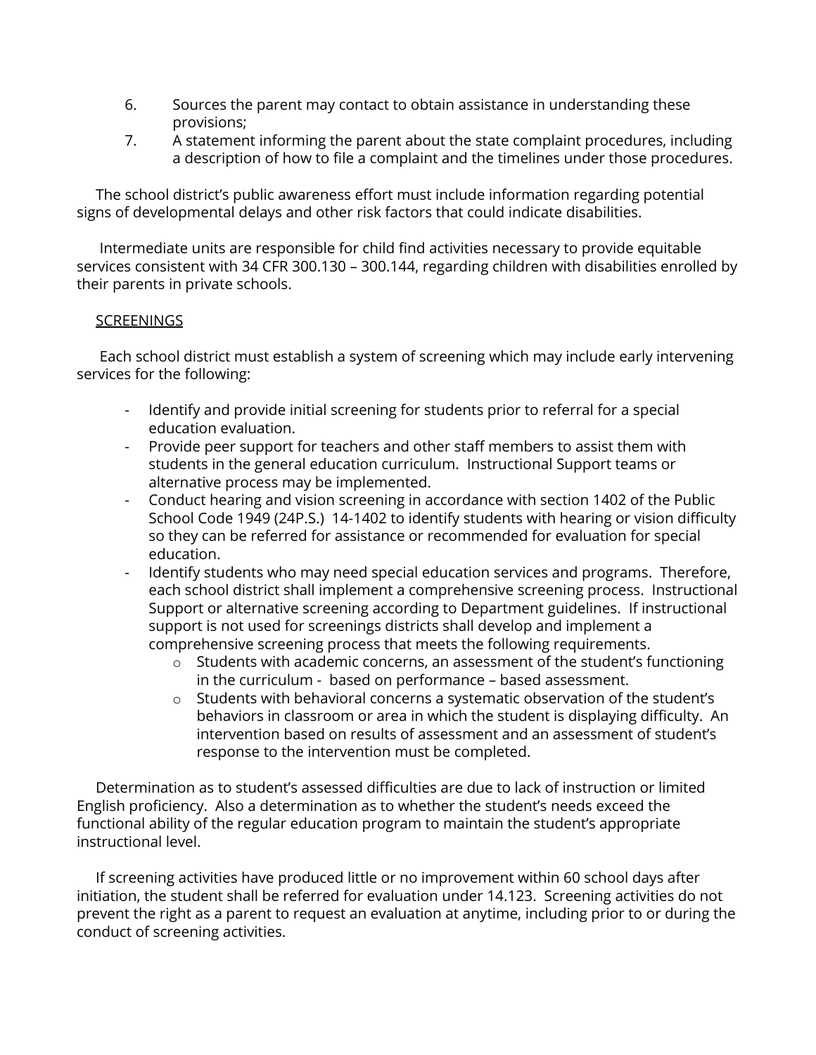6. Sources the parent may contact to obtain assistance in understanding these provisions;
7. A statement informing the parent about the state complaint procedures, including a description of how to file a complaint and the timelines under those procedures.

The school district's public awareness effort must include information regarding potential signs of developmental delays and other risk factors that could indicate disabilities.

Intermediate units are responsible for child find activities necessary to provide equitable services consistent with 34 CFR 300.130 – 300.144, regarding children with disabilities enrolled by their parents in private schools.

<u>SCREENINGS</u>

Each school district must establish a system of screening which may include early intervening services for the following:

- Identify and provide initial screening for students prior to referral for a special education evaluation.
- Provide peer support for teachers and other staff members to assist them with students in the general education curriculum. Instructional Support teams or alternative process may be implemented.
- Conduct hearing and vision screening in accordance with section 1402 of the Public School Code 1949 (24P.S.) 14-1402 to identify students with hearing or vision difficulty so they can be referred for assistance or recommended for evaluation for special education.
- Identify students who may need special education services and programs. Therefore, each school district shall implement a comprehensive screening process. Instructional Support or alternative screening according to Department guidelines. If instructional support is not used for screenings districts shall develop and implement a comprehensive screening process that meets the following requirements.
    - Students with academic concerns, an assessment of the student's functioning in the curriculum - based on performance – based assessment.
    - Students with behavioral concerns a systematic observation of the student's behaviors in classroom or area in which the student is displaying difficulty. An intervention based on results of assessment and an assessment of student's response to the intervention must be completed.

Determination as to student's assessed difficulties are due to lack of instruction or limited English proficiency. Also a determination as to whether the student's needs exceed the functional ability of the regular education program to maintain the student's appropriate instructional level.

If screening activities have produced little or no improvement within 60 school days after initiation, the student shall be referred for evaluation under 14.123. Screening activities do not prevent the right as a parent to request an evaluation at anytime, including prior to or during the conduct of screening activities.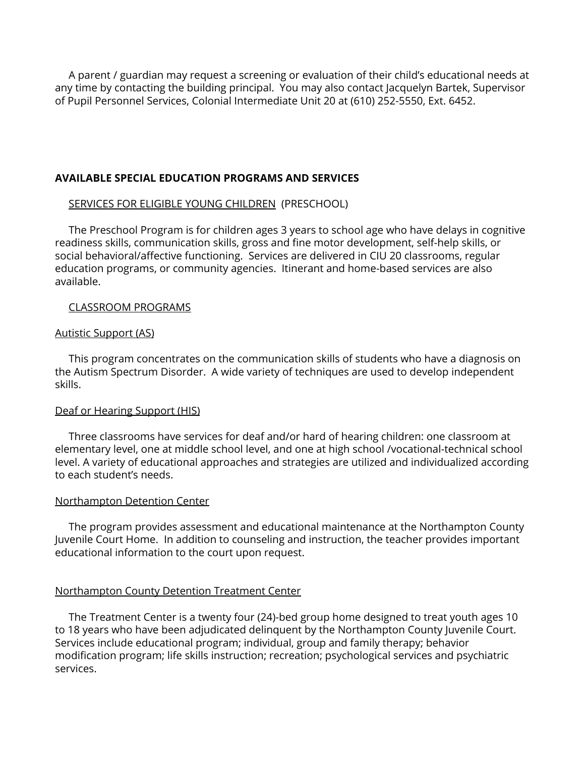A parent / guardian may request a screening or evaluation of their child's educational needs at any time by contacting the building principal. You may also contact Jacquelyn Bartek, Supervisor of Pupil Personnel Services, Colonial Intermediate Unit 20 at (610) 252-5550, Ext. 6452.

**AVAILABLE SPECIAL EDUCATION PROGRAMS AND SERVICES**

<u>SERVICES FOR ELIGIBLE YOUNG CHILDREN</u> (PRESCHOOL)

The Preschool Program is for children ages 3 years to school age who have delays in cognitive readiness skills, communication skills, gross and fine motor development, self-help skills, or social behavioral/affective functioning. Services are delivered in CIU 20 classrooms, regular education programs, or community agencies. Itinerant and home-based services are also available.

<u>CLASSROOM PROGRAMS</u>

<u>Autistic Support (AS)</u>

This program concentrates on the communication skills of students who have a diagnosis on the Autism Spectrum Disorder. A wide variety of techniques are used to develop independent skills.

<u>Deaf or Hearing Support (HIS)</u>

Three classrooms have services for deaf and/or hard of hearing children: one classroom at elementary level, one at middle school level, and one at high school /vocational-technical school level. A variety of educational approaches and strategies are utilized and individualized according to each student's needs.

<u>Northampton Detention Center</u>

The program provides assessment and educational maintenance at the Northampton County Juvenile Court Home. In addition to counseling and instruction, the teacher provides important educational information to the court upon request.

<u>Northampton County Detention Treatment Center</u>

The Treatment Center is a twenty four (24)-bed group home designed to treat youth ages 10 to 18 years who have been adjudicated delinquent by the Northampton County Juvenile Court. Services include educational program; individual, group and family therapy; behavior modification program; life skills instruction; recreation; psychological services and psychiatric services.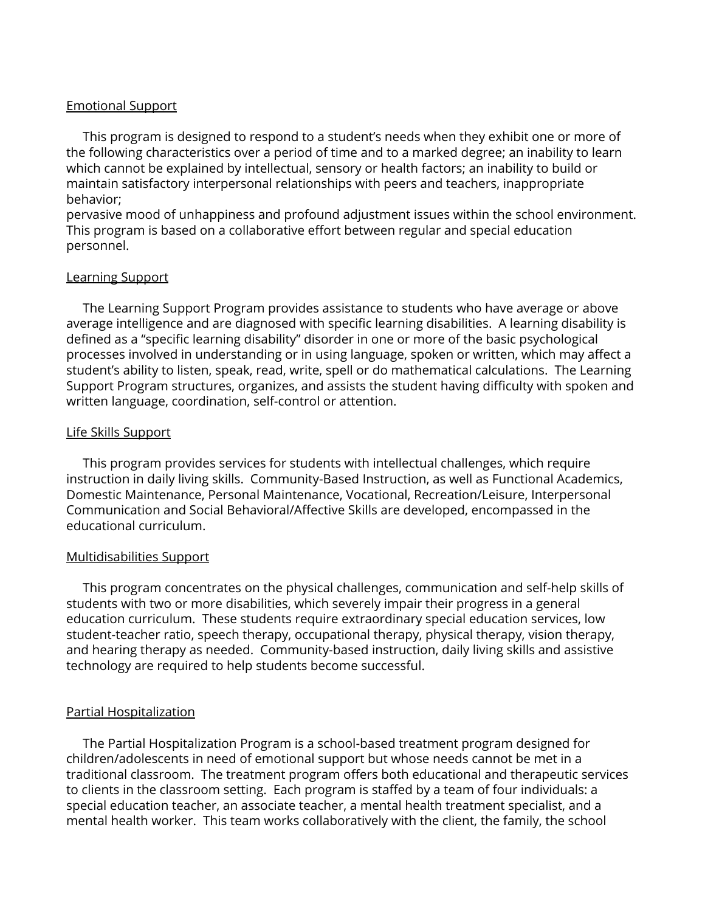Emotional Support

This program is designed to respond to a student's needs when they exhibit one or more of the following characteristics over a period of time and to a marked degree; an inability to learn which cannot be explained by intellectual, sensory or health factors; an inability to build or maintain satisfactory interpersonal relationships with peers and teachers, inappropriate behavior;
pervasive mood of unhappiness and profound adjustment issues within the school environment. This program is based on a collaborative effort between regular and special education personnel.

Learning Support

The Learning Support Program provides assistance to students who have average or above average intelligence and are diagnosed with specific learning disabilities. A learning disability is defined as a "specific learning disability" disorder in one or more of the basic psychological processes involved in understanding or in using language, spoken or written, which may affect a student's ability to listen, speak, read, write, spell or do mathematical calculations. The Learning Support Program structures, organizes, and assists the student having difficulty with spoken and written language, coordination, self-control or attention.

Life Skills Support

This program provides services for students with intellectual challenges, which require instruction in daily living skills. Community-Based Instruction, as well as Functional Academics, Domestic Maintenance, Personal Maintenance, Vocational, Recreation/Leisure, Interpersonal Communication and Social Behavioral/Affective Skills are developed, encompassed in the educational curriculum.

Multidisabilities Support

This program concentrates on the physical challenges, communication and self-help skills of students with two or more disabilities, which severely impair their progress in a general education curriculum. These students require extraordinary special education services, low student-teacher ratio, speech therapy, occupational therapy, physical therapy, vision therapy, and hearing therapy as needed. Community-based instruction, daily living skills and assistive technology are required to help students become successful.

Partial Hospitalization

The Partial Hospitalization Program is a school-based treatment program designed for children/adolescents in need of emotional support but whose needs cannot be met in a traditional classroom. The treatment program offers both educational and therapeutic services to clients in the classroom setting. Each program is staffed by a team of four individuals: a special education teacher, an associate teacher, a mental health treatment specialist, and a mental health worker. This team works collaboratively with the client, the family, the school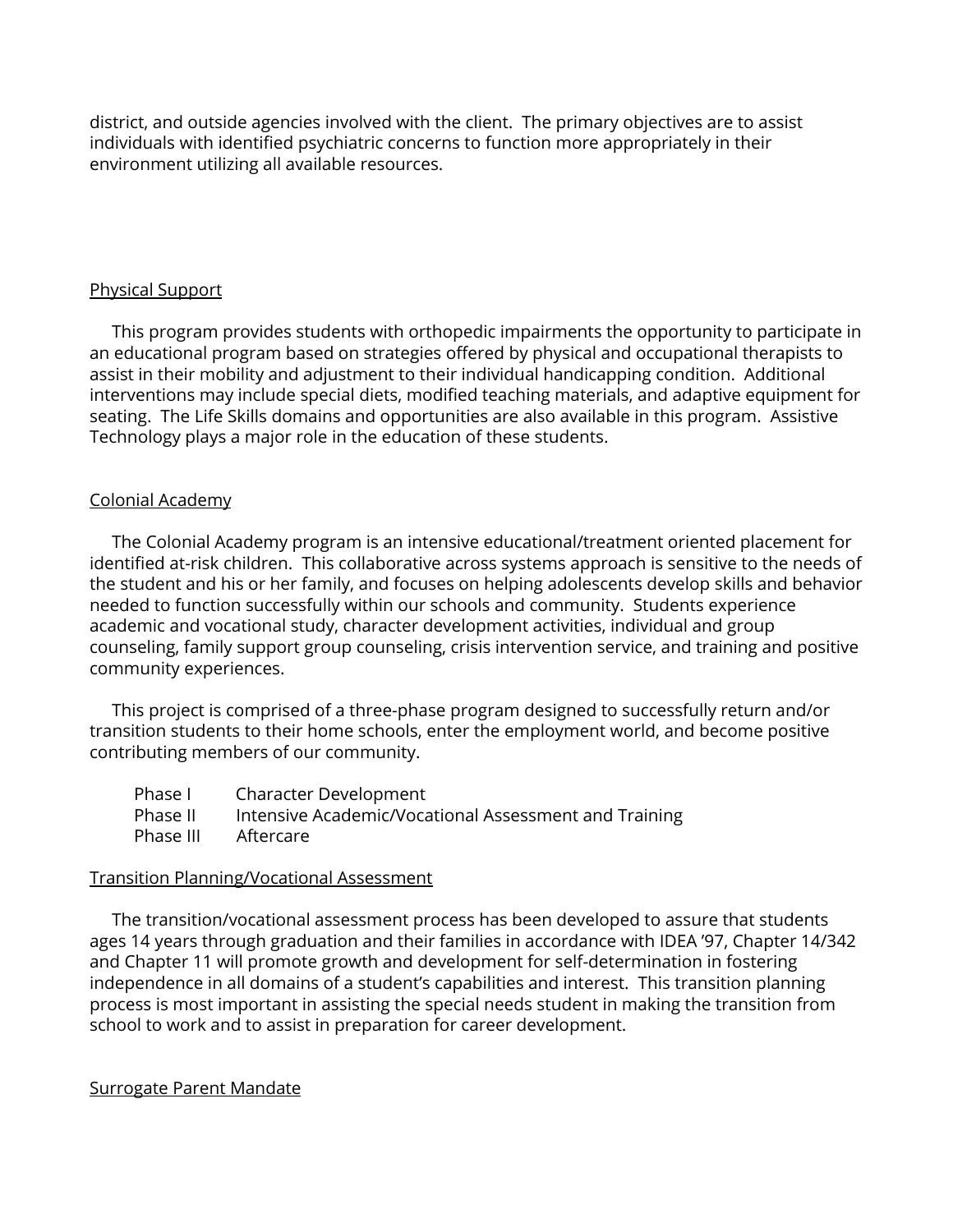district, and outside agencies involved with the client. The primary objectives are to assist individuals with identified psychiatric concerns to function more appropriately in their environment utilizing all available resources.

## Physical Support

This program provides students with orthopedic impairments the opportunity to participate in an educational program based on strategies offered by physical and occupational therapists to assist in their mobility and adjustment to their individual handicapping condition. Additional interventions may include special diets, modified teaching materials, and adaptive equipment for seating. The Life Skills domains and opportunities are also available in this program. Assistive Technology plays a major role in the education of these students.

## Colonial Academy

The Colonial Academy program is an intensive educational/treatment oriented placement for identified at-risk children. This collaborative across systems approach is sensitive to the needs of the student and his or her family, and focuses on helping adolescents develop skills and behavior needed to function successfully within our schools and community. Students experience academic and vocational study, character development activities, individual and group counseling, family support group counseling, crisis intervention service, and training and positive community experiences.

This project is comprised of a three-phase program designed to successfully return and/or transition students to their home schools, enter the employment world, and become positive contributing members of our community.

- Phase I — Character Development
- Phase II — Intensive Academic/Vocational Assessment and Training
- Phase III — Aftercare

## Transition Planning/Vocational Assessment

The transition/vocational assessment process has been developed to assure that students ages 14 years through graduation and their families in accordance with IDEA '97, Chapter 14/342 and Chapter 11 will promote growth and development for self-determination in fostering independence in all domains of a student's capabilities and interest. This transition planning process is most important in assisting the special needs student in making the transition from school to work and to assist in preparation for career development.

## Surrogate Parent Mandate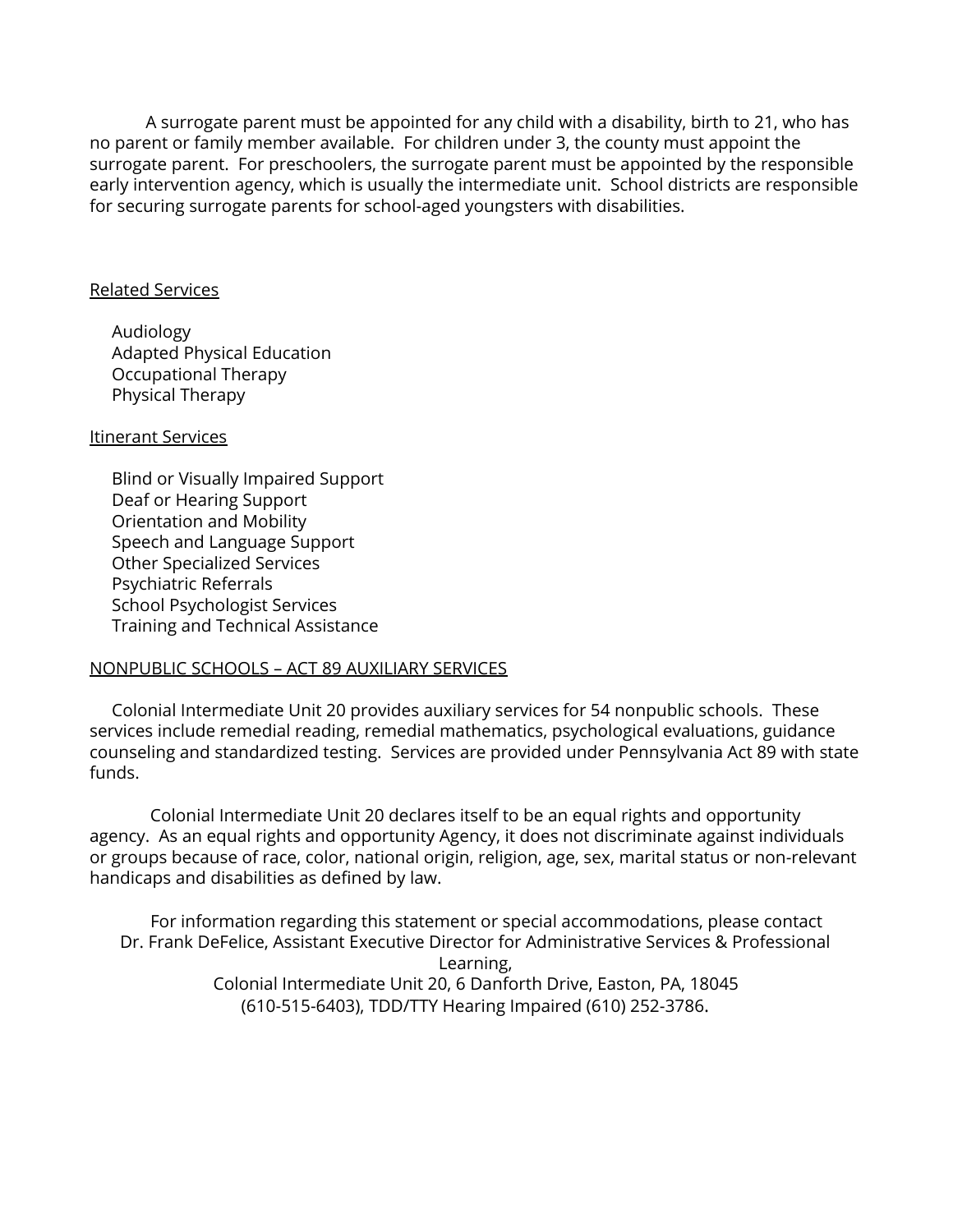A surrogate parent must be appointed for any child with a disability, birth to 21, who has no parent or family member available. For children under 3, the county must appoint the surrogate parent. For preschoolers, the surrogate parent must be appointed by the responsible early intervention agency, which is usually the intermediate unit. School districts are responsible for securing surrogate parents for school-aged youngsters with disabilities.

<u>Related Services</u>

- Audiology
- Adapted Physical Education
- Occupational Therapy
- Physical Therapy

<u>Itinerant Services</u>

- Blind or Visually Impaired Support
- Deaf or Hearing Support
- Orientation and Mobility
- Speech and Language Support
- Other Specialized Services
- Psychiatric Referrals
- School Psychologist Services
- Training and Technical Assistance

<u>NONPUBLIC SCHOOLS – ACT 89 AUXILIARY SERVICES</u>

Colonial Intermediate Unit 20 provides auxiliary services for 54 nonpublic schools. These services include remedial reading, remedial mathematics, psychological evaluations, guidance counseling and standardized testing. Services are provided under Pennsylvania Act 89 with state funds.

Colonial Intermediate Unit 20 declares itself to be an equal rights and opportunity agency. As an equal rights and opportunity Agency, it does not discriminate against individuals or groups because of race, color, national origin, religion, age, sex, marital status or non-relevant handicaps and disabilities as defined by law.

For information regarding this statement or special accommodations, please contact
Dr. Frank DeFelice, Assistant Executive Director for Administrative Services & Professional Learning,
Colonial Intermediate Unit 20, 6 Danforth Drive, Easton, PA, 18045
(610-515-6403), TDD/TTY Hearing Impaired (610) 252-3786.